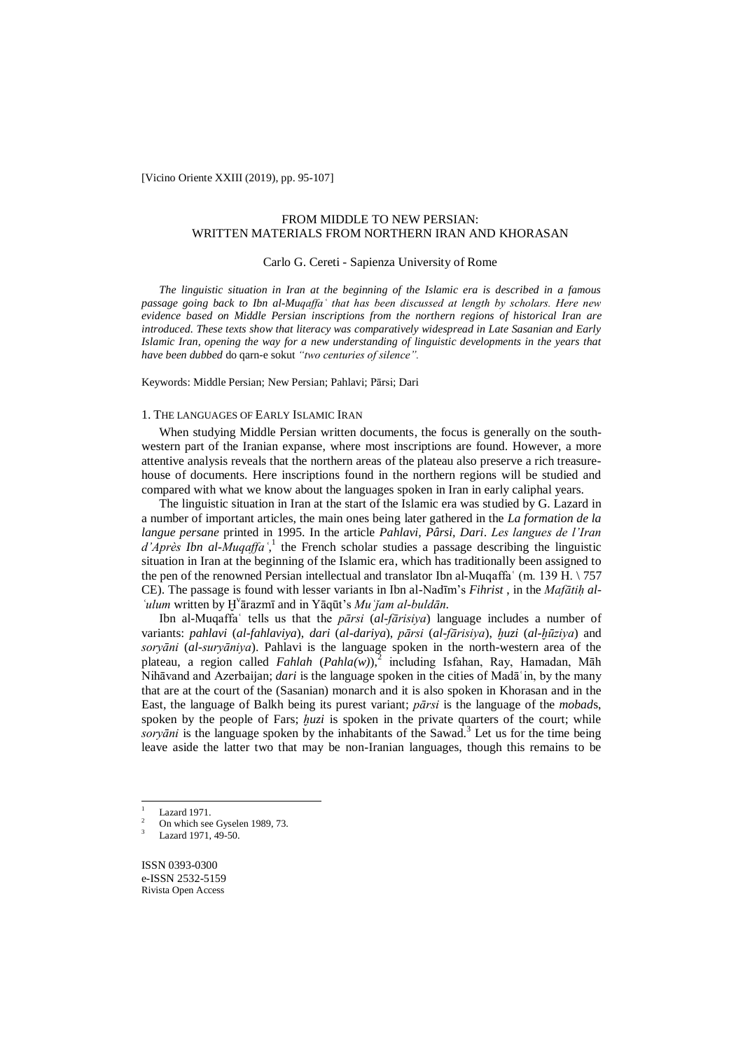[Vicino Oriente XXIII (2019), pp. 95-107]

# FROM MIDDLE TO NEW PERSIAN: WRITTEN MATERIALS FROM NORTHERN IRAN AND KHORASAN

Carlo G. Cereti - Sapienza University of Rome

*The linguistic situation in Iran at the beginning of the Islamic era is described in a famous passage going back to Ibn al-Muqaffaʿ that has been discussed at length by scholars. Here new evidence based on Middle Persian inscriptions from the northern regions of historical Iran are introduced. These texts show that literacy was comparatively widespread in Late Sasanian and Early Islamic Iran, opening the way for a new understanding of linguistic developments in the years that have been dubbed* do qarn-e sokut *"two centuries of silence".*

Keywords: Middle Persian; New Persian; Pahlavi; Pārsi; Dari

## 1. The languages of Early Islamic Iran

When studying Middle Persian written documents, the focus is generally on the south-western part of the Iranian expanse, where most inscriptions are found. However, a more attentive analysis reveals that the northern areas of the plateau also preserve a rich treasure-house of documents. Here inscriptions found in the northern regions will be studied and compared with what we know about the languages spoken in Iran in early caliphal years.

The linguistic situation in Iran at the start of the Islamic era was studied by G. Lazard in a number of important articles, the main ones being later gathered in the *La formation de la langue persane* printed in 1995. In the article *Pahlavi, Pârsi, Dari. Les langues de l'Iran d'Après Ibn al-Muqaffaʿ*,[1] the French scholar studies a passage describing the linguistic situation in Iran at the beginning of the Islamic era, which has traditionally been assigned to the pen of the renowned Persian intellectual and translator Ibn al-Muqaffaʿ (m. 139 H. \ 757 CE). The passage is found with lesser variants in Ibn al-Nadīm's *Fihrist* , in the *Mafātiḥ al-ʿulum* written by Ḫᵛārazmī and in Yāqūt's *Muʿjam al-buldān*.

Ibn al-Muqaffaʿ tells us that the *pārsi* (*al-fārisiya*) language includes a number of variants: *pahlavi* (*al-fahlaviya*), *dari* (*al-dariya*), *pārsi* (*al-fārisiya*), *ḫuzi* (*al-ḫūziya*) and *soryāni* (*al-suryāniya*). Pahlavi is the language spoken in the north-western area of the plateau, a region called *Fahlah* (*Pahla(w)*),[2] including Isfahan, Ray, Hamadan, Māh Nihāvand and Azerbaijan; *dari* is the language spoken in the cities of Madāʿin, by the many that are at the court of the (Sasanian) monarch and it is also spoken in Khorasan and in the East, the language of Balkh being its purest variant; *pārsi* is the language of the *mobad*s, spoken by the people of Fars; *ḫuzi* is spoken in the private quarters of the court; while *soryāni* is the language spoken by the inhabitants of the Sawad.[3] Let us for the time being leave aside the latter two that may be non-Iranian languages, though this remains to be

---

[1] Lazard 1971.

[2] On which see Gyselen 1989, 73.

[3] Lazard 1971, 49-50.

ISSN 0393-0300
e-ISSN 2532-5159
Rivista Open Access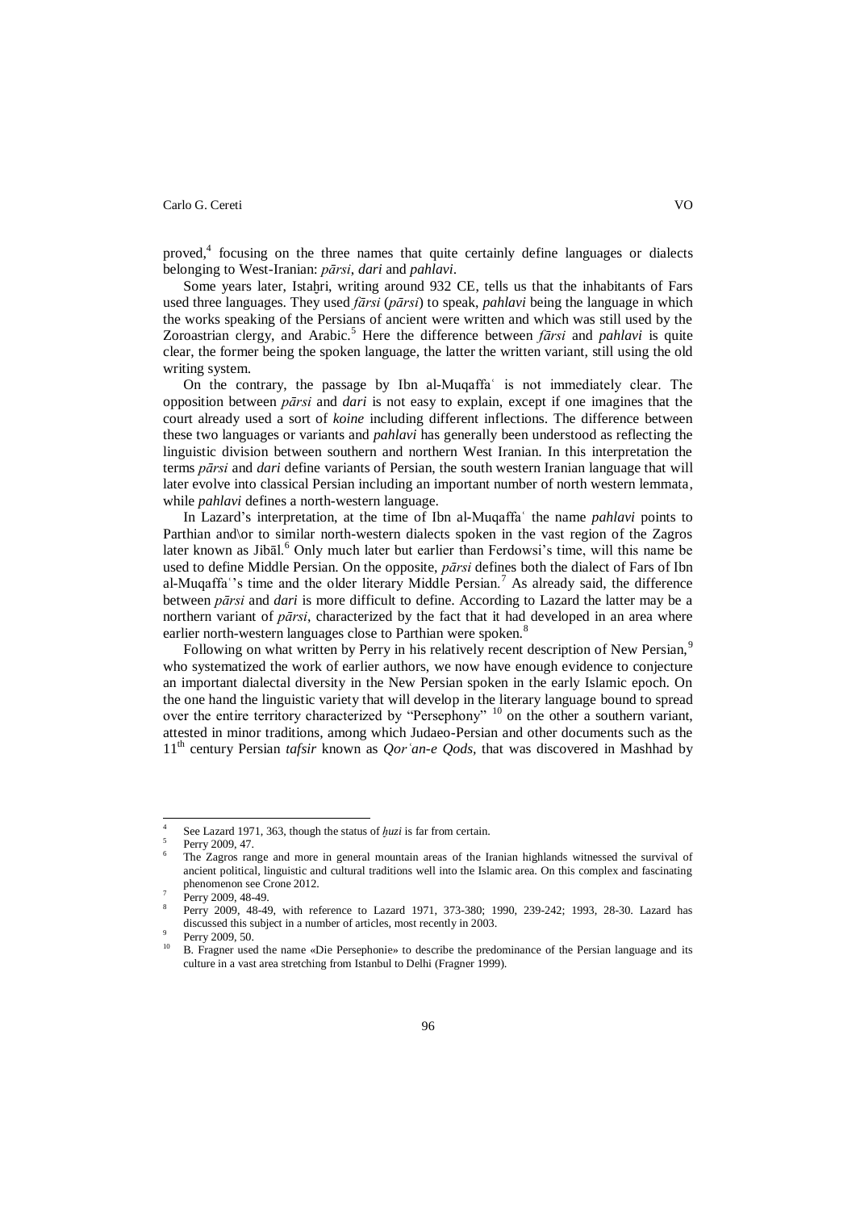proved,[4] focusing on the three names that quite certainly define languages or dialects belonging to West-Iranian: *pārsi*, *dari* and *pahlavi*.

Some years later, Istaḫri, writing around 932 CE, tells us that the inhabitants of Fars used three languages. They used *fārsi* (*pārsi*) to speak, *pahlavi* being the language in which the works speaking of the Persians of ancient were written and which was still used by the Zoroastrian clergy, and Arabic.[5] Here the difference between *fārsi* and *pahlavi* is quite clear, the former being the spoken language, the latter the written variant, still using the old writing system.

On the contrary, the passage by Ibn al-Muqaffaʿ is not immediately clear. The opposition between *pārsi* and *dari* is not easy to explain, except if one imagines that the court already used a sort of *koine* including different inflections. The difference between these two languages or variants and *pahlavi* has generally been understood as reflecting the linguistic division between southern and northern West Iranian. In this interpretation the terms *pārsi* and *dari* define variants of Persian, the south western Iranian language that will later evolve into classical Persian including an important number of north western lemmata, while *pahlavi* defines a north-western language.

In Lazard's interpretation, at the time of Ibn al-Muqaffaʿ the name *pahlavi* points to Parthian and\or to similar north-western dialects spoken in the vast region of the Zagros later known as Jibāl.[6] Only much later but earlier than Ferdowsi's time, will this name be used to define Middle Persian. On the opposite, *pārsi* defines both the dialect of Fars of Ibn al-Muqaffaʿ's time and the older literary Middle Persian.[7] As already said, the difference between *pārsi* and *dari* is more difficult to define. According to Lazard the latter may be a northern variant of *pārsi*, characterized by the fact that it had developed in an area where earlier north-western languages close to Parthian were spoken.[8]

Following on what written by Perry in his relatively recent description of New Persian,[9] who systematized the work of earlier authors, we now have enough evidence to conjecture an important dialectal diversity in the New Persian spoken in the early Islamic epoch. On the one hand the linguistic variety that will develop in the literary language bound to spread over the entire territory characterized by "Persephony" [10] on the other a southern variant, attested in minor traditions, among which Judaeo-Persian and other documents such as the 11th century Persian *tafsir* known as *Qorʾan-e Qods*, that was discovered in Mashhad by

---

[4] See Lazard 1971, 363, though the status of *ḫuzi* is far from certain.

[5] Perry 2009, 47.

[6] The Zagros range and more in general mountain areas of the Iranian highlands witnessed the survival of ancient political, linguistic and cultural traditions well into the Islamic area. On this complex and fascinating phenomenon see Crone 2012.

[7] Perry 2009, 48-49.

[8] Perry 2009, 48-49, with reference to Lazard 1971, 373-380; 1990, 239-242; 1993, 28-30. Lazard has discussed this subject in a number of articles, most recently in 2003.

[9] Perry 2009, 50.

[10] B. Fragner used the name «Die Persephonie» to describe the predominance of the Persian language and its culture in a vast area stretching from Istanbul to Delhi (Fragner 1999).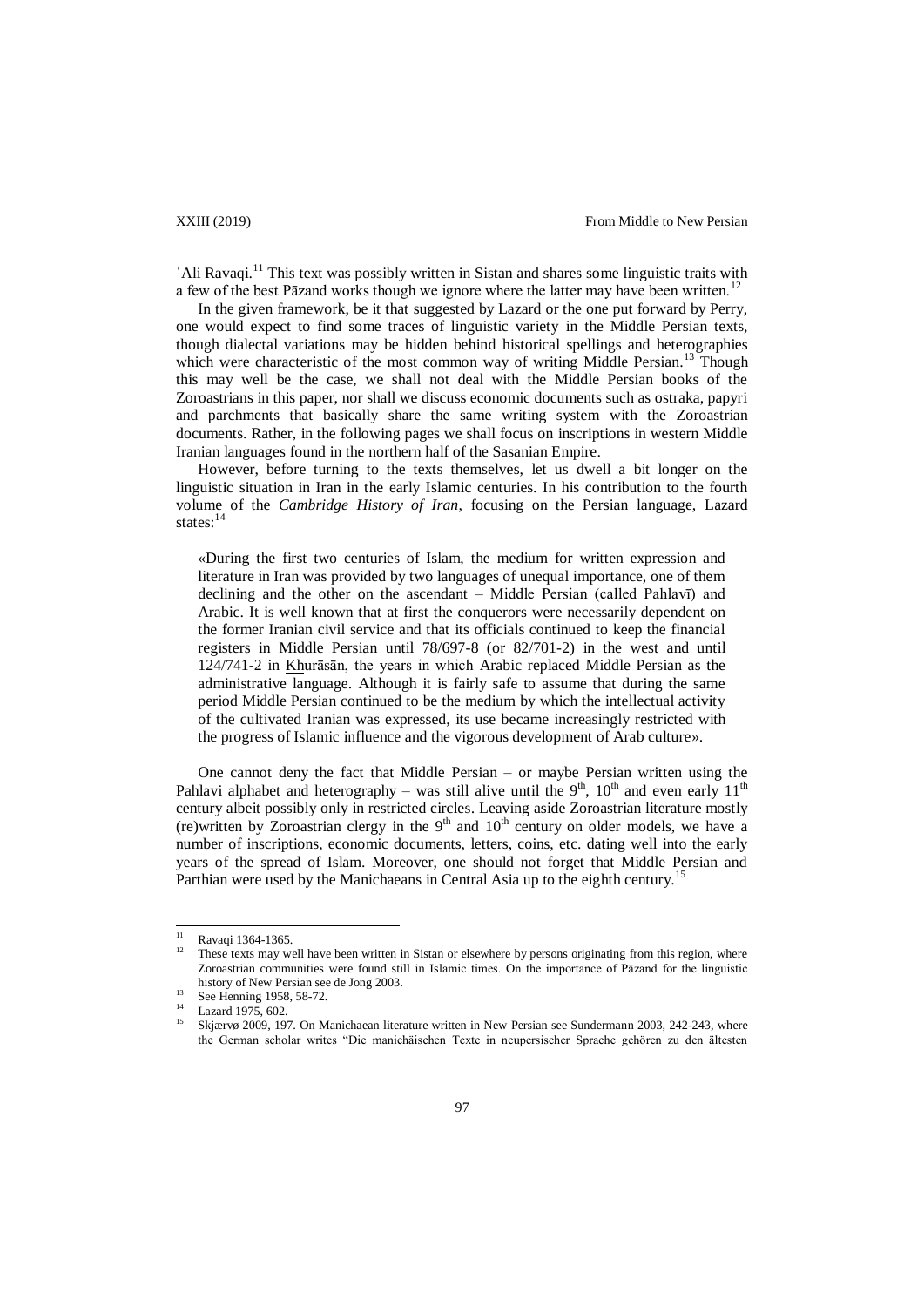ʿAli Ravaqi.[11] This text was possibly written in Sistan and shares some linguistic traits with a few of the best Pāzand works though we ignore where the latter may have been written.[12]

In the given framework, be it that suggested by Lazard or the one put forward by Perry, one would expect to find some traces of linguistic variety in the Middle Persian texts, though dialectal variations may be hidden behind historical spellings and heterographies which were characteristic of the most common way of writing Middle Persian.[13] Though this may well be the case, we shall not deal with the Middle Persian books of the Zoroastrians in this paper, nor shall we discuss economic documents such as ostraka, papyri and parchments that basically share the same writing system with the Zoroastrian documents. Rather, in the following pages we shall focus on inscriptions in western Middle Iranian languages found in the northern half of the Sasanian Empire.

However, before turning to the texts themselves, let us dwell a bit longer on the linguistic situation in Iran in the early Islamic centuries. In his contribution to the fourth volume of the *Cambridge History of Iran*, focusing on the Persian language, Lazard states:[14]

> «During the first two centuries of Islam, the medium for written expression and literature in Iran was provided by two languages of unequal importance, one of them declining and the other on the ascendant – Middle Persian (called Pahlavī) and Arabic. It is well known that at first the conquerors were necessarily dependent on the former Iranian civil service and that its officials continued to keep the financial registers in Middle Persian until 78/697-8 (or 82/701-2) in the west and until 124/741-2 in Kh̲urāsān, the years in which Arabic replaced Middle Persian as the administrative language. Although it is fairly safe to assume that during the same period Middle Persian continued to be the medium by which the intellectual activity of the cultivated Iranian was expressed, its use became increasingly restricted with the progress of Islamic influence and the vigorous development of Arab culture».

One cannot deny the fact that Middle Persian – or maybe Persian written using the Pahlavi alphabet and heterography – was still alive until the 9th, 10th and even early 11th century albeit possibly only in restricted circles. Leaving aside Zoroastrian literature mostly (re)written by Zoroastrian clergy in the 9th and 10th century on older models, we have a number of inscriptions, economic documents, letters, coins, etc. dating well into the early years of the spread of Islam. Moreover, one should not forget that Middle Persian and Parthian were used by the Manichaeans in Central Asia up to the eighth century.[15]

---

[11] Ravaqi 1364-1365.

[12] These texts may well have been written in Sistan or elsewhere by persons originating from this region, where Zoroastrian communities were found still in Islamic times. On the importance of Pāzand for the linguistic history of New Persian see de Jong 2003.

[13] See Henning 1958, 58-72.

[14] Lazard 1975, 602.

[15] Skjærvø 2009, 197. On Manichaean literature written in New Persian see Sundermann 2003, 242-243, where the German scholar writes "Die manichäischen Texte in neupersischer Sprache gehören zu den ältesten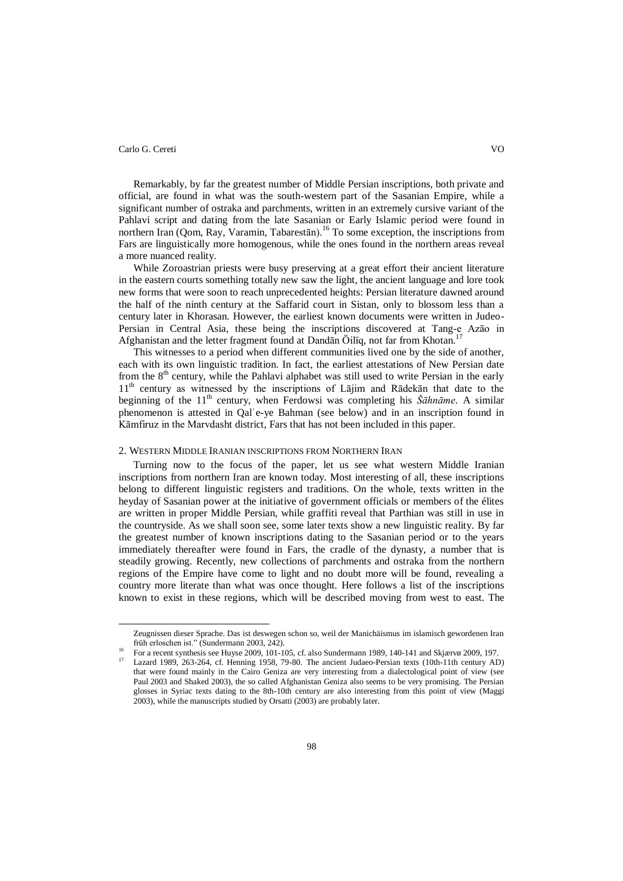Remarkably, by far the greatest number of Middle Persian inscriptions, both private and official, are found in what was the south-western part of the Sasanian Empire, while a significant number of ostraka and parchments, written in an extremely cursive variant of the Pahlavi script and dating from the late Sasanian or Early Islamic period were found in northern Iran (Qom, Ray, Varamin, Tabarestān).[16] To some exception, the inscriptions from Fars are linguistically more homogenous, while the ones found in the northern areas reveal a more nuanced reality.

While Zoroastrian priests were busy preserving at a great effort their ancient literature in the eastern courts something totally new saw the light, the ancient language and lore took new forms that were soon to reach unprecedented heights: Persian literature dawned around the half of the ninth century at the Saffarid court in Sistan, only to blossom less than a century later in Khorasan. However, the earliest known documents were written in Judeo-Persian in Central Asia, these being the inscriptions discovered at Tang-e Azāo in Afghanistan and the letter fragment found at Dandān Öilïq, not far from Khotan.[17]

This witnesses to a period when different communities lived one by the side of another, each with its own linguistic tradition. In fact, the earliest attestations of New Persian date from the 8th century, while the Pahlavi alphabet was still used to write Persian in the early 11th century as witnessed by the inscriptions of Lājim and Rādekān that date to the beginning of the 11th century, when Ferdowsi was completing his *Šāhnāme*. A similar phenomenon is attested in Qalʿe-ye Bahman (see below) and in an inscription found in Kāmfiruz in the Marvdasht district, Fars that has not been included in this paper.

## 2. Western Middle Iranian inscriptions from Northern Iran

Turning now to the focus of the paper, let us see what western Middle Iranian inscriptions from northern Iran are known today. Most interesting of all, these inscriptions belong to different linguistic registers and traditions. On the whole, texts written in the heyday of Sasanian power at the initiative of government officials or members of the élites are written in proper Middle Persian, while graffiti reveal that Parthian was still in use in the countryside. As we shall soon see, some later texts show a new linguistic reality. By far the greatest number of known inscriptions dating to the Sasanian period or to the years immediately thereafter were found in Fars, the cradle of the dynasty, a number that is steadily growing. Recently, new collections of parchments and ostraka from the northern regions of the Empire have come to light and no doubt more will be found, revealing a country more literate than what was once thought. Here follows a list of the inscriptions known to exist in these regions, which will be described moving from west to east. The

---

Zeugnissen dieser Sprache. Das ist deswegen schon so, weil der Manichäismus im islamisch gewordenen Iran früh erloschen ist." (Sundermann 2003, 242).

[16] For a recent synthesis see Huyse 2009, 101-105, cf. also Sundermann 1989, 140-141 and Skjærvø 2009, 197.

[17] Lazard 1989, 263-264, cf. Henning 1958, 79-80. The ancient Judaeo-Persian texts (10th-11th century AD) that were found mainly in the Cairo Geniza are very interesting from a dialectological point of view (see Paul 2003 and Shaked 2003), the so called Afghanistan Geniza also seems to be very promising. The Persian glosses in Syriac texts dating to the 8th-10th century are also interesting from this point of view (Maggi 2003), while the manuscripts studied by Orsatti (2003) are probably later.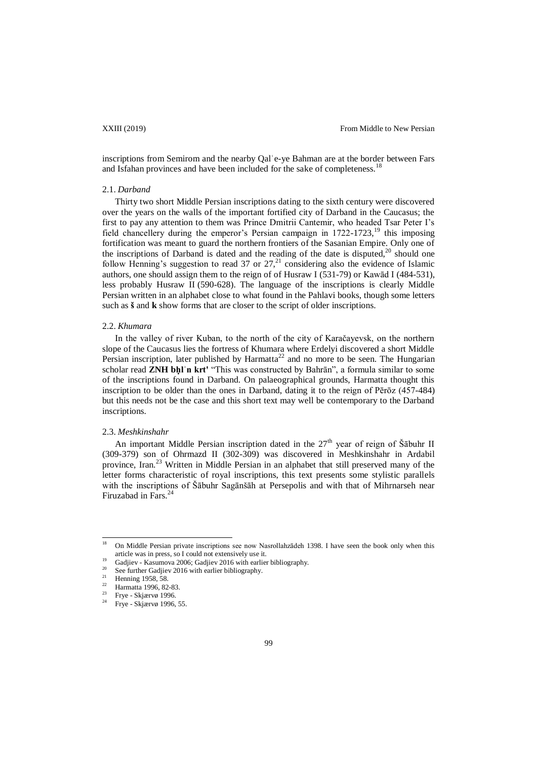inscriptions from Semirom and the nearby Qalʿe-ye Bahman are at the border between Fars and Isfahan provinces and have been included for the sake of completeness.[18]

### 2.1. *Darband*

Thirty two short Middle Persian inscriptions dating to the sixth century were discovered over the years on the walls of the important fortified city of Darband in the Caucasus; the first to pay any attention to them was Prince Dmitrii Cantemir, who headed Tsar Peter I's field chancellery during the emperor's Persian campaign in 1722-1723,[19] this imposing fortification was meant to guard the northern frontiers of the Sasanian Empire. Only one of the inscriptions of Darband is dated and the reading of the date is disputed,[20] should one follow Henning's suggestion to read 37 or 27,[21] considering also the evidence of Islamic authors, one should assign them to the reign of of Husraw I (531-79) or Kawād I (484-531), less probably Husraw II (590-628). The language of the inscriptions is clearly Middle Persian written in an alphabet close to what found in the Pahlavi books, though some letters such as **š** and **k** show forms that are closer to the script of older inscriptions.

### 2.2. *Khumara*

In the valley of river Kuban, to the north of the city of Karačayevsk, on the northern slope of the Caucasus lies the fortress of Khumara where Erdelyi discovered a short Middle Persian inscription, later published by Harmatta[22] and no more to be seen. The Hungarian scholar read **ZNH bḥlʾn krtʾ** "This was constructed by Bahrān", a formula similar to some of the inscriptions found in Darband. On palaeographical grounds, Harmatta thought this inscription to be older than the ones in Darband, dating it to the reign of Pērōz (457-484) but this needs not be the case and this short text may well be contemporary to the Darband inscriptions.

### 2.3. *Meshkinshahr*

An important Middle Persian inscription dated in the 27th year of reign of Šābuhr II (309-379) son of Ohrmazd II (302-309) was discovered in Meshkinshahr in Ardabil province, Iran.[23] Written in Middle Persian in an alphabet that still preserved many of the letter forms characteristic of royal inscriptions, this text presents some stylistic parallels with the inscriptions of Šābuhr Sagānšāh at Persepolis and with that of Mihrnarseh near Firuzabad in Fars.[24]

---

[18] On Middle Persian private inscriptions see now Nasrollahzādeh 1398. I have seen the book only when this article was in press, so I could not extensively use it.

[19] Gadjiev - Kasumova 2006; Gadjiev 2016 with earlier bibliography.

[20] See further Gadjiev 2016 with earlier bibliography.

[21] Henning 1958, 58.

[22] Harmatta 1996, 82-83.

[23] Frye - Skjærvø 1996.

[24] Frye - Skjærvø 1996, 55.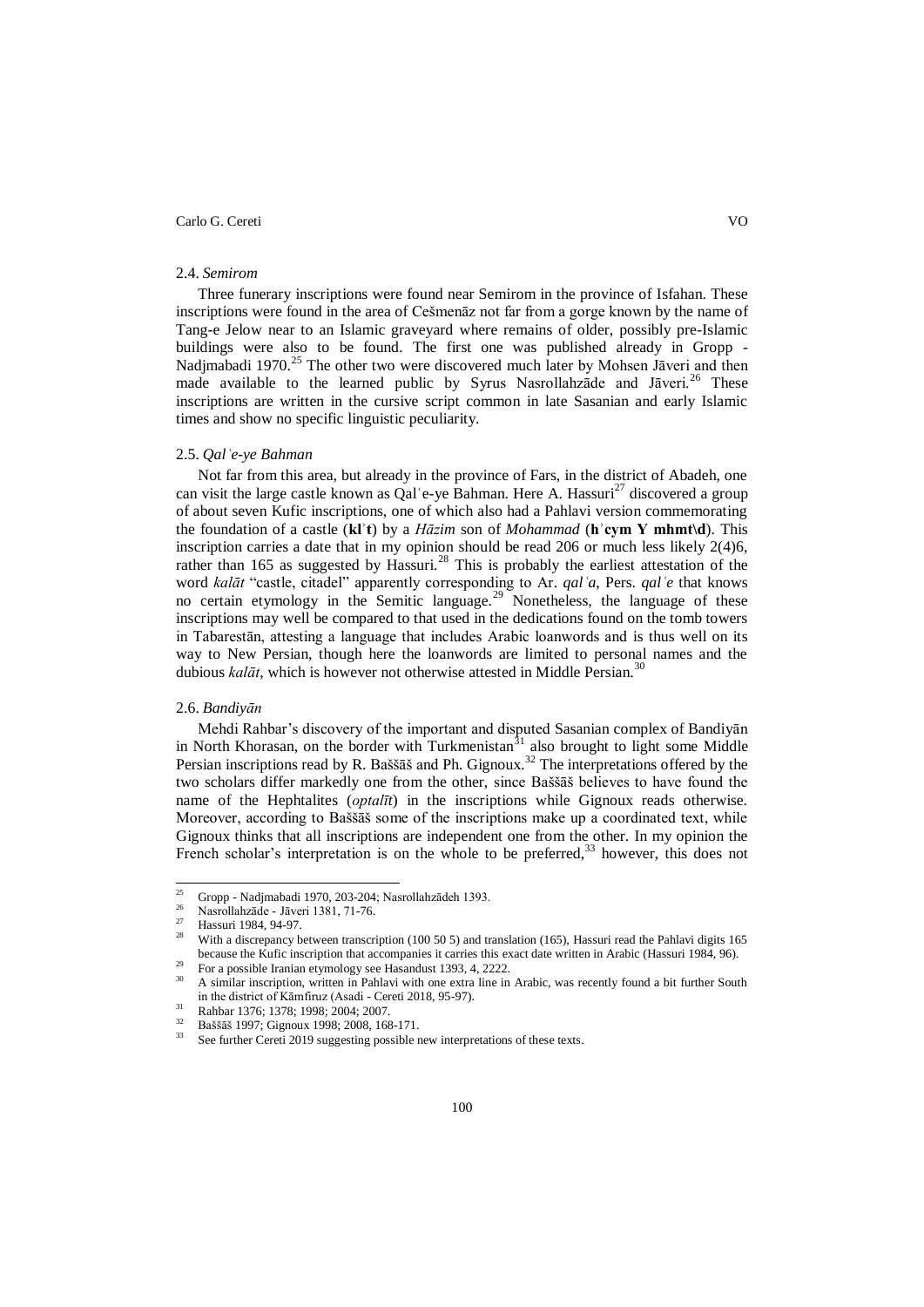### 2.4. *Semirom*

Three funerary inscriptions were found near Semirom in the province of Isfahan. These inscriptions were found in the area of Češmenāz not far from a gorge known by the name of Tang-e Jelow near to an Islamic graveyard where remains of older, possibly pre-Islamic buildings were also to be found. The first one was published already in Gropp - Nadjmabadi 1970.[25] The other two were discovered much later by Mohsen Jāveri and then made available to the learned public by Syrus Nasrollahzāde and Jāveri.[26] These inscriptions are written in the cursive script common in late Sasanian and early Islamic times and show no specific linguistic peculiarity.

### 2.5. *Qalʿe-ye Bahman*

Not far from this area, but already in the province of Fars, in the district of Abadeh, one can visit the large castle known as Qalʿe-ye Bahman. Here A. Hassuri[27] discovered a group of about seven Kufic inscriptions, one of which also had a Pahlavi version commemorating the foundation of a castle (**klʾt**) by a *Hāzim* son of *Mohammad* (**hʾcym Y mhmt\d**). This inscription carries a date that in my opinion should be read 206 or much less likely 2(4)6, rather than 165 as suggested by Hassuri.[28] This is probably the earliest attestation of the word *kalāt* "castle, citadel" apparently corresponding to Ar. *qalʿa*, Pers. *qalʿe* that knows no certain etymology in the Semitic language.[29] Nonetheless, the language of these inscriptions may well be compared to that used in the dedications found on the tomb towers in Tabarestān, attesting a language that includes Arabic loanwords and is thus well on its way to New Persian, though here the loanwords are limited to personal names and the dubious *kalāt*, which is however not otherwise attested in Middle Persian.[30]

### 2.6. *Bandiyān*

Mehdi Rahbar's discovery of the important and disputed Sasanian complex of Bandiyān in North Khorasan, on the border with Turkmenistan[31] also brought to light some Middle Persian inscriptions read by R. Baššāš and Ph. Gignoux.[32] The interpretations offered by the two scholars differ markedly one from the other, since Baššāš believes to have found the name of the Hephtalites (*optalīt*) in the inscriptions while Gignoux reads otherwise. Moreover, according to Baššāš some of the inscriptions make up a coordinated text, while Gignoux thinks that all inscriptions are independent one from the other. In my opinion the French scholar's interpretation is on the whole to be preferred,[33] however, this does not

---

[25] Gropp - Nadjmabadi 1970, 203-204; Nasrollahzādeh 1393.

[26] Nasrollahzāde - Jāveri 1381, 71-76.

[27] Hassuri 1984, 94-97.

[28] With a discrepancy between transcription (100 50 5) and translation (165), Hassuri read the Pahlavi digits 165 because the Kufic inscription that accompanies it carries this exact date written in Arabic (Hassuri 1984, 96).

[29] For a possible Iranian etymology see Hasandust 1393, 4, 2222.

[30] A similar inscription, written in Pahlavi with one extra line in Arabic, was recently found a bit further South in the district of Kāmfiruz (Asadi - Cereti 2018, 95-97).

[31] Rahbar 1376; 1378; 1998; 2004; 2007.

[32] Baššāš 1997; Gignoux 1998; 2008, 168-171.

[33] See further Cereti 2019 suggesting possible new interpretations of these texts.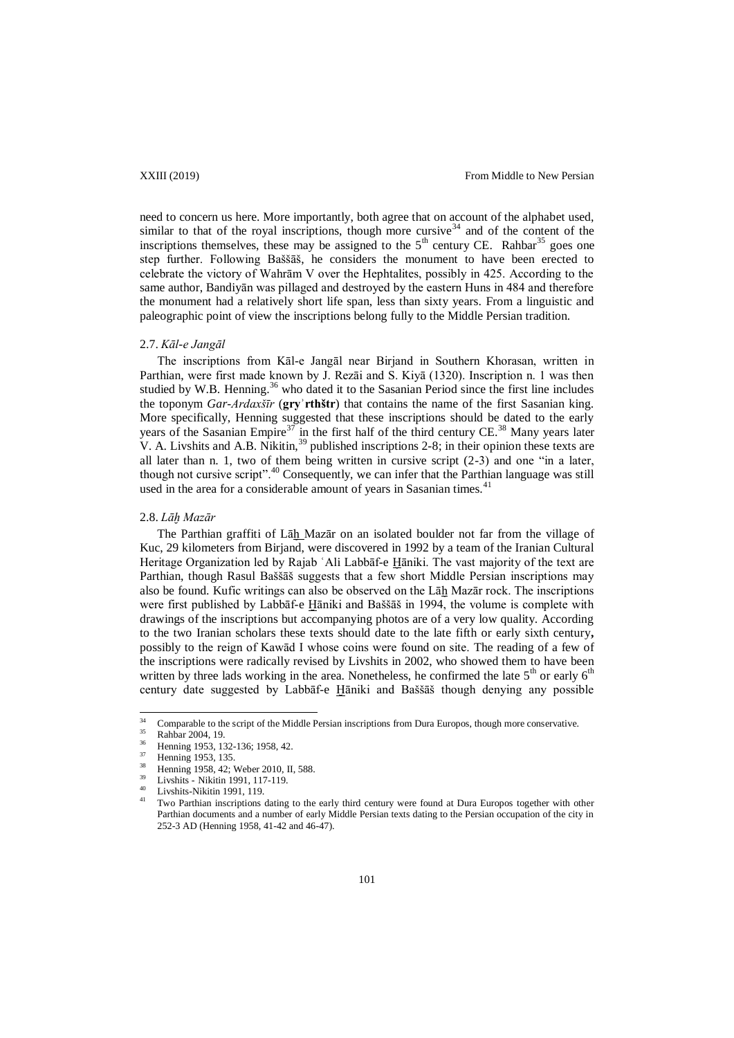need to concern us here. More importantly, both agree that on account of the alphabet used, similar to that of the royal inscriptions, though more cursive[34] and of the content of the inscriptions themselves, these may be assigned to the 5th century CE. Rahbar[35] goes one step further. Following Baššāš, he considers the monument to have been erected to celebrate the victory of Wahrām V over the Hephtalites, possibly in 425. According to the same author, Bandiyān was pillaged and destroyed by the eastern Huns in 484 and therefore the monument had a relatively short life span, less than sixty years. From a linguistic and paleographic point of view the inscriptions belong fully to the Middle Persian tradition.

### 2.7. *Kāl-e Jangāl*

The inscriptions from Kāl-e Jangāl near Birjand in Southern Khorasan, written in Parthian, were first made known by J. Rezāi and S. Kiyā (1320). Inscription n. 1 was then studied by W.B. Henning.[36] who dated it to the Sasanian Period since the first line includes the toponym *Gar-Ardaxšīr* (**gryʾrthštr**) that contains the name of the first Sasanian king. More specifically, Henning suggested that these inscriptions should be dated to the early years of the Sasanian Empire[37] in the first half of the third century CE.[38] Many years later V. A. Livshits and A.B. Nikitin,[39] published inscriptions 2-8; in their opinion these texts are all later than n. 1, two of them being written in cursive script (2-3) and one "in a later, though not cursive script".[40] Consequently, we can infer that the Parthian language was still used in the area for a considerable amount of years in Sasanian times.[41]

### 2.8. *Lāẖ Mazār*

The Parthian graffiti of Lāẖ Mazār on an isolated boulder not far from the village of Kuc, 29 kilometers from Birjand, were discovered in 1992 by a team of the Iranian Cultural Heritage Organization led by Rajab ʿAli Labbāf-e H̱āniki. The vast majority of the text are Parthian, though Rasul Baššāš suggests that a few short Middle Persian inscriptions may also be found. Kufic writings can also be observed on the Lāẖ Mazār rock. The inscriptions were first published by Labbāf-e H̱āniki and Baššāš in 1994, the volume is complete with drawings of the inscriptions but accompanying photos are of a very low quality. According to the two Iranian scholars these texts should date to the late fifth or early sixth century**,** possibly to the reign of Kawād I whose coins were found on site. The reading of a few of the inscriptions were radically revised by Livshits in 2002, who showed them to have been written by three lads working in the area. Nonetheless, he confirmed the late 5th or early 6th century date suggested by Labbāf-e H̱āniki and Baššāš though denying any possible

---

[34] Comparable to the script of the Middle Persian inscriptions from Dura Europos, though more conservative.

[35] Rahbar 2004, 19.

[36] Henning 1953, 132-136; 1958, 42.

[37] Henning 1953, 135.

[38] Henning 1958, 42; Weber 2010, II, 588.

[39] Livshits - Nikitin 1991, 117-119.

[40] Livshits-Nikitin 1991, 119.

[41] Two Parthian inscriptions dating to the early third century were found at Dura Europos together with other Parthian documents and a number of early Middle Persian texts dating to the Persian occupation of the city in 252-3 AD (Henning 1958, 41-42 and 46-47).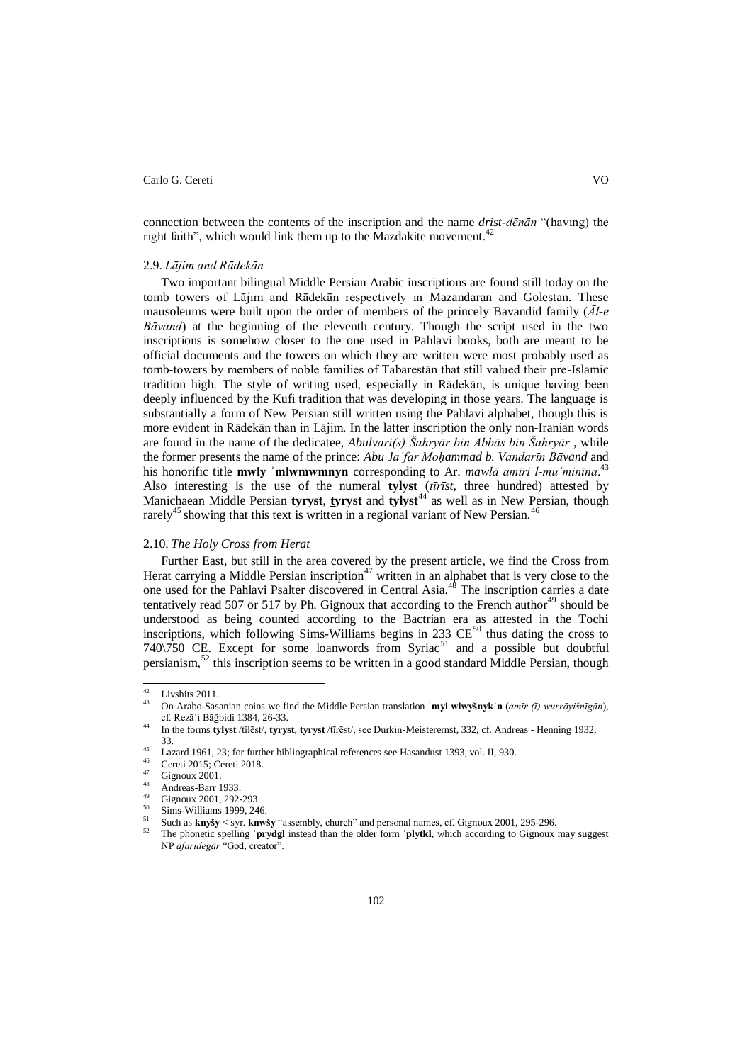connection between the contents of the inscription and the name *drist-dēnān* "(having) the right faith", which would link them up to the Mazdakite movement.[42]

### 2.9. *Lājim and Rādekān*

Two important bilingual Middle Persian Arabic inscriptions are found still today on the tomb towers of Lājim and Rādekān respectively in Mazandaran and Golestan. These mausoleums were built upon the order of members of the princely Bavandid family (*Āl-e Bāvand*) at the beginning of the eleventh century. Though the script used in the two inscriptions is somehow closer to the one used in Pahlavi books, both are meant to be official documents and the towers on which they are written were most probably used as tomb-towers by members of noble families of Tabarestān that still valued their pre-Islamic tradition high. The style of writing used, especially in Rādekān, is unique having been deeply influenced by the Kufi tradition that was developing in those years. The language is substantially a form of New Persian still written using the Pahlavi alphabet, though this is more evident in Rādekān than in Lājim. In the latter inscription the only non-Iranian words are found in the name of the dedicatee, *Abulvari(s) Šahryār bin Abbās bin Šahryār* , while the former presents the name of the prince: *Abu Jaʿfar Moḥammad b. Vandarīn Bāvand* and his honorific title **mwly ʾmlwmwmnyn** corresponding to Ar. *mawlā amīri l-muʾminīna*.[43] Also interesting is the use of the numeral **tylyst** (*tīrīst*, three hundred) attested by Manichaean Middle Persian **tyryst**, **ṯyryst** and **tylyst**[44] as well as in New Persian, though rarely[45] showing that this text is written in a regional variant of New Persian.[46]

### 2.10. *The Holy Cross from Herat*

Further East, but still in the area covered by the present article, we find the Cross from Herat carrying a Middle Persian inscription[47] written in an alphabet that is very close to the one used for the Pahlavi Psalter discovered in Central Asia.[48] The inscription carries a date tentatively read 507 or 517 by Ph. Gignoux that according to the French author[49] should be understood as being counted according to the Bactrian era as attested in the Tochi inscriptions, which following Sims-Williams begins in 233 CE[50] thus dating the cross to 740\750 CE. Except for some loanwords from Syriac[51] and a possible but doubtful persianism,[52] this inscription seems to be written in a good standard Middle Persian, though

---

[42] Livshits 2011.

[43] On Arabo-Sasanian coins we find the Middle Persian translation ʾ**myl wlwyšnykʾn** (*amīr (ī) wurrōyišnīgān*), cf. Rezāʾi Bāğbidi 1384, 26-33.

[44] In the forms **tylyst** /tīlēst/, **tyryst**, **tyryst** /tīrēst/, see Durkin-Meisterernst, 332, cf. Andreas - Henning 1932, 33.

[45] Lazard 1961, 23; for further bibliographical references see Hasandust 1393, vol. II, 930.

[46] Cereti 2015; Cereti 2018.

[47] Gignoux 2001.

[48] Andreas-Barr 1933.

[49] Gignoux 2001, 292-293.

[50] Sims-Williams 1999, 246.

[51] Such as **knyšy** < syr. **knwšy** "assembly, church" and personal names, cf. Gignoux 2001, 295-296.

[52] The phonetic spelling ʾ**prydgl** instead than the older form ʾ**plytkl**, which according to Gignoux may suggest NP *āfaridegār* "God, creator".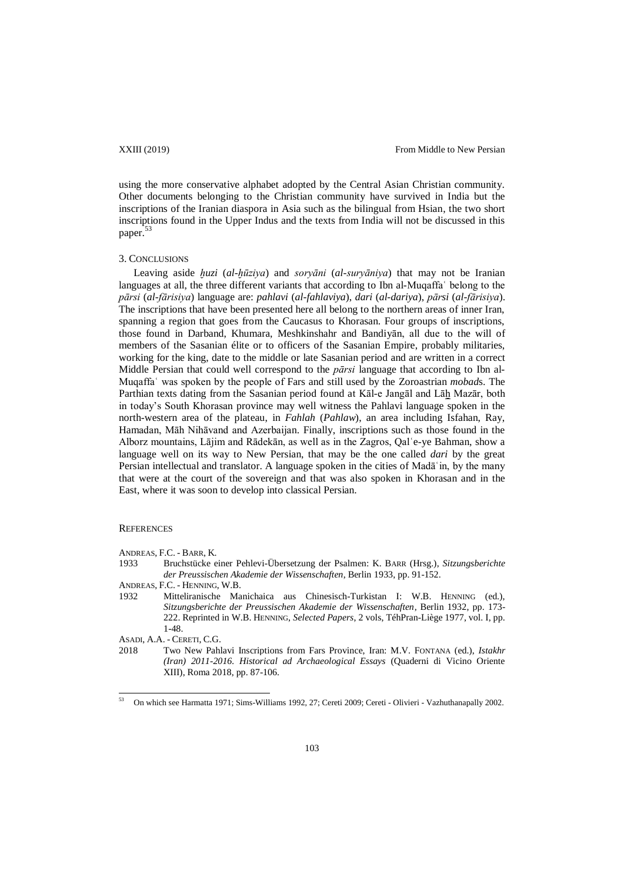using the more conservative alphabet adopted by the Central Asian Christian community. Other documents belonging to the Christian community have survived in India but the inscriptions of the Iranian diaspora in Asia such as the bilingual from Hsian, the two short inscriptions found in the Upper Indus and the texts from India will not be discussed in this paper.[53]

## 3. Conclusions

Leaving aside *ḫuzi* (*al-ḫūziya*) and *soryāni* (*al-suryāniya*) that may not be Iranian languages at all, the three different variants that according to Ibn al-Muqaffaʿ belong to the *pārsi* (*al-fārisiya*) language are: *pahlavi* (*al-fahlaviya*), *dari* (*al-dariya*), *pārsi* (*al-fārisiya*). The inscriptions that have been presented here all belong to the northern areas of inner Iran, spanning a region that goes from the Caucasus to Khorasan. Four groups of inscriptions, those found in Darband, Khumara, Meshkinshahr and Bandiyān, all due to the will of members of the Sasanian élite or to officers of the Sasanian Empire, probably militaries, working for the king, date to the middle or late Sasanian period and are written in a correct Middle Persian that could well correspond to the *pārsi* language that according to Ibn al-Muqaffaʿ was spoken by the people of Fars and still used by the Zoroastrian *mobad*s. The Parthian texts dating from the Sasanian period found at Kāl-e Jangāl and Lāẖ Mazār, both in today's South Khorasan province may well witness the Pahlavi language spoken in the north-western area of the plateau, in *Fahlah* (*Pahlaw*), an area including Isfahan, Ray, Hamadan, Māh Nihāvand and Azerbaijan. Finally, inscriptions such as those found in the Alborz mountains, Lājim and Rādekān, as well as in the Zagros, Qalʿe-ye Bahman, show a language well on its way to New Persian, that may be the one called *dari* by the great Persian intellectual and translator. A language spoken in the cities of Madāʾin, by the many that were at the court of the sovereign and that was also spoken in Khorasan and in the East, where it was soon to develop into classical Persian.

## References

Andreas, F.C. - Barr, K.

1933 Bruchstücke einer Pehlevi-Übersetzung der Psalmen: K. Barr (Hrsg.), *Sitzungsberichte der Preussischen Akademie der Wissenschaften*, Berlin 1933, pp. 91-152.

Andreas, F.C. - Henning, W.B.

1932 Mitteliranische Manichaica aus Chinesisch-Turkistan I: W.B. Henning (ed.), *Sitzungsberichte der Preussischen Akademie der Wissenschaften*, Berlin 1932, pp. 173-222. Reprinted in W.B. Henning, *Selected Papers*, 2 vols, TéhPran-Liège 1977, vol. I, pp. 1-48.

Asadi, A.A. - Cereti, C.G.

2018 Two New Pahlavi Inscriptions from Fars Province, Iran: M.V. Fontana (ed.), *Istakhr (Iran) 2011-2016. Historical ad Archaeological Essays* (Quaderni di Vicino Oriente XIII), Roma 2018, pp. 87-106.

---

[53] On which see Harmatta 1971; Sims-Williams 1992, 27; Cereti 2009; Cereti - Olivieri - Vazhuthanapally 2002.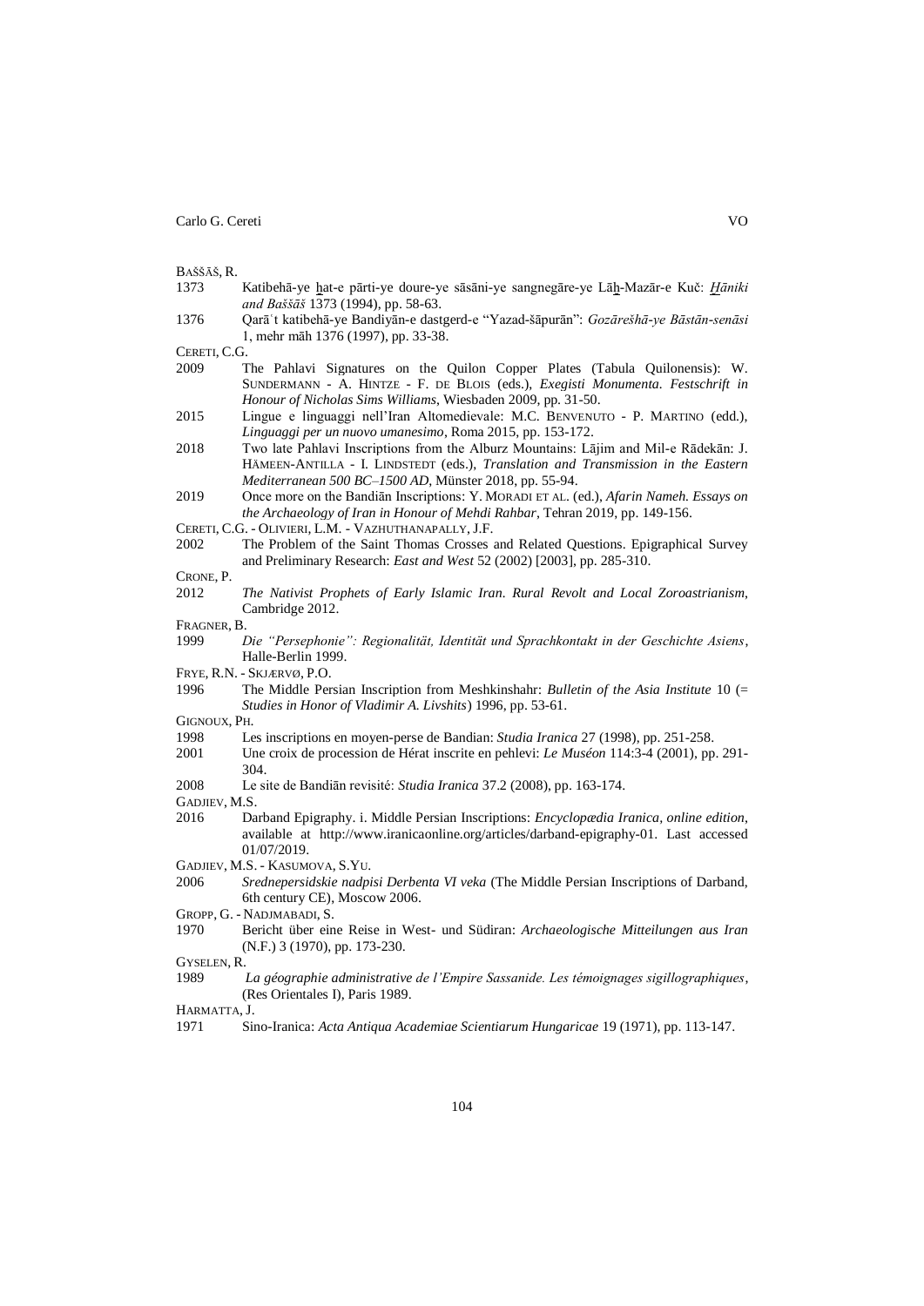BAŠŠĀŠ, R.

1373 Katibehā-ye ẖat-e pārti-ye doure-ye sāsāni-ye sangnegāre-ye Lāẖ-Mazār-e Kuč: *H̱āniki and Baššāš* 1373 (1994), pp. 58-63.

1376 Qarāʾt katibehā-ye Bandiyān-e dastgerd-e "Yazad-šāpurān": *Gozārešhā-ye Bāstān-senāsi* 1, mehr māh 1376 (1997), pp. 33-38.

CERETI, C.G.

2009 The Pahlavi Signatures on the Quilon Copper Plates (Tabula Quilonensis): W. SUNDERMANN - A. HINTZE - F. DE BLOIS (eds.), *Exegisti Monumenta. Festschrift in Honour of Nicholas Sims Williams*, Wiesbaden 2009, pp. 31-50.

2015 Lingue e linguaggi nell'Iran Altomedievale: M.C. BENVENUTO - P. MARTINO (edd.), *Linguaggi per un nuovo umanesimo*, Roma 2015, pp. 153-172.

2018 Two late Pahlavi Inscriptions from the Alburz Mountains: Lājim and Mil-e Rādekān: J. HÄMEEN-ANTILLA - I. LINDSTEDT (eds.), *Translation and Transmission in the Eastern Mediterranean 500 BC–1500 AD*, Münster 2018, pp. 55-94.

2019 Once more on the Bandiān Inscriptions: Y. MORADI ET AL. (ed.), *Afarin Nameh. Essays on the Archaeology of Iran in Honour of Mehdi Rahbar*, Tehran 2019, pp. 149-156.

CERETI, C.G. - OLIVIERI, L.M. - VAZHUTHANAPALLY, J.F.

2002 The Problem of the Saint Thomas Crosses and Related Questions. Epigraphical Survey and Preliminary Research: *East and West* 52 (2002) [2003], pp. 285-310.

CRONE, P.

2012 *The Nativist Prophets of Early Islamic Iran. Rural Revolt and Local Zoroastrianism*, Cambridge 2012.

FRAGNER, B.

1999 *Die "Persephonie": Regionalität, Identität und Sprachkontakt in der Geschichte Asiens*, Halle-Berlin 1999.

FRYE, R.N. - SKJÆRVØ, P.O.

1996 The Middle Persian Inscription from Meshkinshahr: *Bulletin of the Asia Institute* 10 (= *Studies in Honor of Vladimir A. Livshits*) 1996, pp. 53-61.

GIGNOUX, PH.

1998 Les inscriptions en moyen-perse de Bandian: *Studia Iranica* 27 (1998), pp. 251-258.

2001 Une croix de procession de Hérat inscrite en pehlevi: *Le Muséon* 114:3-4 (2001), pp. 291-304.

2008 Le site de Bandiān revisité: *Studia Iranica* 37.2 (2008), pp. 163-174.

GADJIEV, M.S.

2016 Darband Epigraphy. i. Middle Persian Inscriptions: *Encyclopædia Iranica, online edition*, available at http://www.iranicaonline.org/articles/darband-epigraphy-01. Last accessed 01/07/2019.

GADJIEV, M.S. - KASUMOVA, S.YU.

2006 *Srednepersidskie nadpisi Derbenta VI veka* (The Middle Persian Inscriptions of Darband, 6th century CE), Moscow 2006.

GROPP, G. - NADJMABADI, S.

1970 Bericht über eine Reise in West- und Südiran: *Archaeologische Mitteilungen aus Iran* (N.F.) 3 (1970), pp. 173-230.

GYSELEN, R.

1989 *La géographie administrative de l'Empire Sassanide. Les témoignages sigillographiques*, (Res Orientales I), Paris 1989.

HARMATTA, J.

1971 Sino-Iranica: *Acta Antiqua Academiae Scientiarum Hungaricae* 19 (1971), pp. 113-147.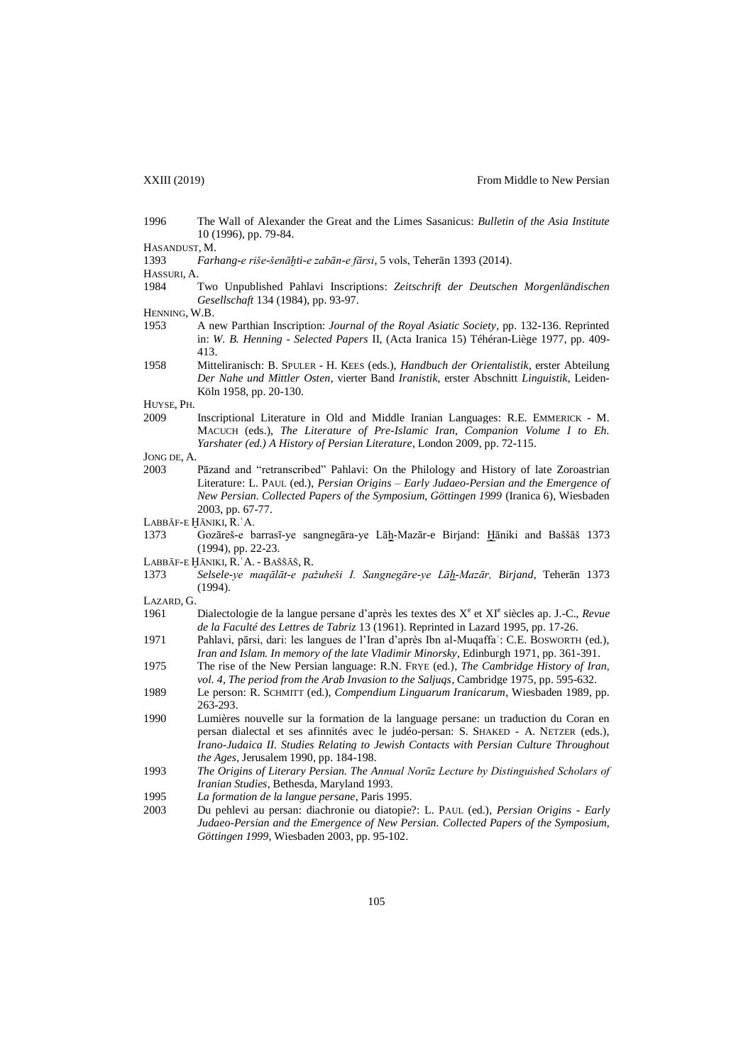1996 The Wall of Alexander the Great and the Limes Sasanicus: *Bulletin of the Asia Institute* 10 (1996), pp. 79-84.

HASANDUST, M.

1393 *Farhang-e riše-šenāḫti-e zabān-e fārsi*, 5 vols, Teherān 1393 (2014).

HASSURI, A.

1984 Two Unpublished Pahlavi Inscriptions: *Zeitschrift der Deutschen Morgenländischen Gesellschaft* 134 (1984), pp. 93-97.

HENNING, W.B.

1953 A new Parthian Inscription: *Journal of the Royal Asiatic Society*, pp. 132-136. Reprinted in: *W. B. Henning - Selected Papers* II, (Acta Iranica 15) Téhéran-Liège 1977, pp. 409-413.

1958 Mitteliranisch: B. SPULER - H. KEES (eds.), *Handbuch der Orientalistik*, erster Abteilung *Der Nahe und Mittler Osten*, vierter Band *Iranistik*, erster Abschnitt *Linguistik*, Leiden-Köln 1958, pp. 20-130.

HUYSE, PH.

2009 Inscriptional Literature in Old and Middle Iranian Languages: R.E. EMMERICK - M. MACUCH (eds.), *The Literature of Pre-Islamic Iran, Companion Volume I to Eh. Yarshater (ed.) A History of Persian Literature*, London 2009, pp. 72-115.

JONG DE, A.

2003 Pāzand and "retranscribed" Pahlavi: On the Philology and History of late Zoroastrian Literature: L. PAUL (ed.), *Persian Origins – Early Judaeo-Persian and the Emergence of New Persian. Collected Papers of the Symposium, Göttingen 1999* (Iranica 6), Wiesbaden 2003, pp. 67-77.

LABBĀF-E ḪĀNIKI, R.ʿA.

1373 Gozāreš-e barrasī-ye sangnegāra-ye Lāḫ-Mazār-e Birjand: Ḫāniki and Baššāš 1373 (1994), pp. 22-23.

LABBĀF-E ḪĀNIKI, R.ʿA. - BAŠŠĀŠ, R.

1373 *Selsele-ye maqālāt-e pažuheši I. Sangnegāre-ye Lāḫ-Mazār, Birjand*, Teherān 1373 (1994).

LAZARD, G.

1961 Dialectologie de la langue persane d'après les textes des X$^{e}$ et XI$^{e}$ siècles ap. J.-C., *Revue de la Faculté des Lettres de Tabriz* 13 (1961). Reprinted in Lazard 1995, pp. 17-26.

1971 Pahlavi, pārsi, dari: les langues de l'Iran d'après Ibn al-Muqaffaʿ: C.E. BOSWORTH (ed.), *Iran and Islam. In memory of the late Vladimir Minorsky*, Edinburgh 1971, pp. 361-391.

1975 The rise of the New Persian language: R.N. FRYE (ed.), *The Cambridge History of Iran, vol. 4, The period from the Arab Invasion to the Saljuqs*, Cambridge 1975, pp. 595-632.

1989 Le person: R. SCHMITT (ed.), *Compendium Linguarum Iranicarum*, Wiesbaden 1989, pp. 263-293.

1990 Lumières nouvelle sur la formation de la language persane: un traduction du Coran en persan dialectal et ses afinnités avec le judéo-persan: S. SHAKED - A. NETZER (eds.), *Irano-Judaica II. Studies Relating to Jewish Contacts with Persian Culture Throughout the Ages*, Jerusalem 1990, pp. 184-198.

1993 *The Origins of Literary Persian. The Annual Norūz Lecture by Distinguished Scholars of Iranian Studies*, Bethesda, Maryland 1993.

1995 *La formation de la langue persane*, Paris 1995.

2003 Du pehlevi au persan: diachronie ou diatopie?: L. PAUL (ed.), *Persian Origins - Early Judaeo-Persian and the Emergence of New Persian. Collected Papers of the Symposium, Göttingen 1999*, Wiesbaden 2003, pp. 95-102.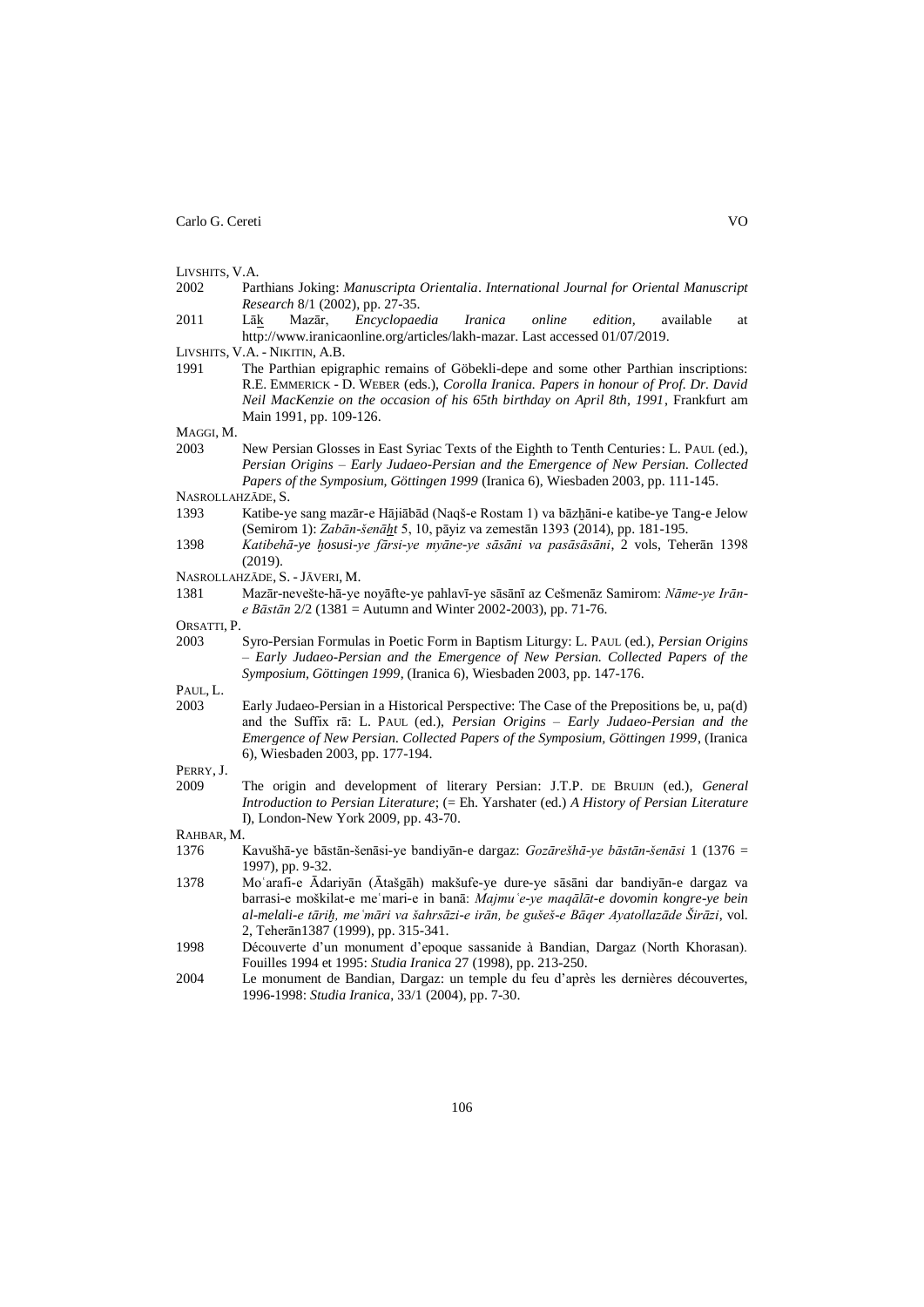LIVSHITS, V.A.

2002 Parthians Joking: *Manuscripta Orientalia*. *International Journal for Oriental Manuscript Research* 8/1 (2002), pp. 27-35.

2011 Lāk̠ Mazār, *Encyclopaedia Iranica online edition*, available at http://www.iranicaonline.org/articles/lakh-mazar. Last accessed 01/07/2019.

LIVSHITS, V.A. - NIKITIN, A.B.

1991 The Parthian epigraphic remains of Göbekli-depe and some other Parthian inscriptions: R.E. EMMERICK - D. WEBER (eds.), *Corolla Iranica. Papers in honour of Prof. Dr. David Neil MacKenzie on the occasion of his 65th birthday on April 8th, 1991*, Frankfurt am Main 1991, pp. 109-126.

MAGGI, M.

2003 New Persian Glosses in East Syriac Texts of the Eighth to Tenth Centuries: L. PAUL (ed.), *Persian Origins – Early Judaeo-Persian and the Emergence of New Persian. Collected Papers of the Symposium, Göttingen 1999* (Iranica 6), Wiesbaden 2003, pp. 111-145.

NASROLLAHZĀDE, S.

1393 Katibe-ye sang mazār-e Hājiābād (Naqš-e Rostam 1) va bāzẖāni-e katibe-ye Tang-e Jelow (Semirom 1): *Zabān-šenāẖt* 5, 10, pāyiz va zemestān 1393 (2014), pp. 181-195.

1398 *Katibehā-ye ẖosusi-ye fārsi-ye myāne-ye sāsāni va pasāsāsāni*, 2 vols, Teherān 1398 (2019).

NASROLLAHZĀDE, S. - JĀVERI, M.

1381 Mazār-nevešte-hā-ye noyāfte-ye pahlavī-ye sāsānī az Češmenāz Samirom: *Nāme-ye Irān-e Bāstān* 2/2 (1381 = Autumn and Winter 2002-2003), pp. 71-76.

ORSATTI, P.

2003 Syro-Persian Formulas in Poetic Form in Baptism Liturgy: L. PAUL (ed.), *Persian Origins – Early Judaeo-Persian and the Emergence of New Persian. Collected Papers of the Symposium, Göttingen 1999*, (Iranica 6), Wiesbaden 2003, pp. 147-176.

PAUL, L.

2003 Early Judaeo-Persian in a Historical Perspective: The Case of the Prepositions be, u, pa(d) and the Suffix rā: L. PAUL (ed.), *Persian Origins – Early Judaeo-Persian and the Emergence of New Persian. Collected Papers of the Symposium, Göttingen 1999*, (Iranica 6), Wiesbaden 2003, pp. 177-194.

PERRY, J.

2009 The origin and development of literary Persian: J.T.P. DE BRUIJN (ed.), *General Introduction to Persian Literature*; (= Eh. Yarshater (ed.) *A History of Persian Literature* I), London-New York 2009, pp. 43-70.

RAHBAR, M.

1376 Kavušhā-ye bāstān-šenāsi-ye bandiyān-e dargaz: *Gozārešhā-ye bāstān-šenāsi* 1 (1376 = 1997), pp. 9-32.

1378 Moʿarafi-e Ādariyān (Ātašgāh) makšufe-ye dure-ye sāsāni dar bandiyān-e dargaz va barrasi-e moškilat-e meʿmari-e in banā: *Majmuʿe-ye maqālāt-e dovomin kongre-ye bein al-melali-e tāriẖ, meʿmāri va šahrsāzi-e irān, be gušeš-e Bāqer Ayatollazāde Širāzi*, vol. 2, Teherān1387 (1999), pp. 315-341.

1998 Découverte d'un monument d'epoque sassanide à Bandian, Dargaz (North Khorasan). Fouilles 1994 et 1995: *Studia Iranica* 27 (1998), pp. 213-250.

2004 Le monument de Bandian, Dargaz: un temple du feu d'après les dernières découvertes, 1996-1998: *Studia Iranica*, 33/1 (2004), pp. 7-30.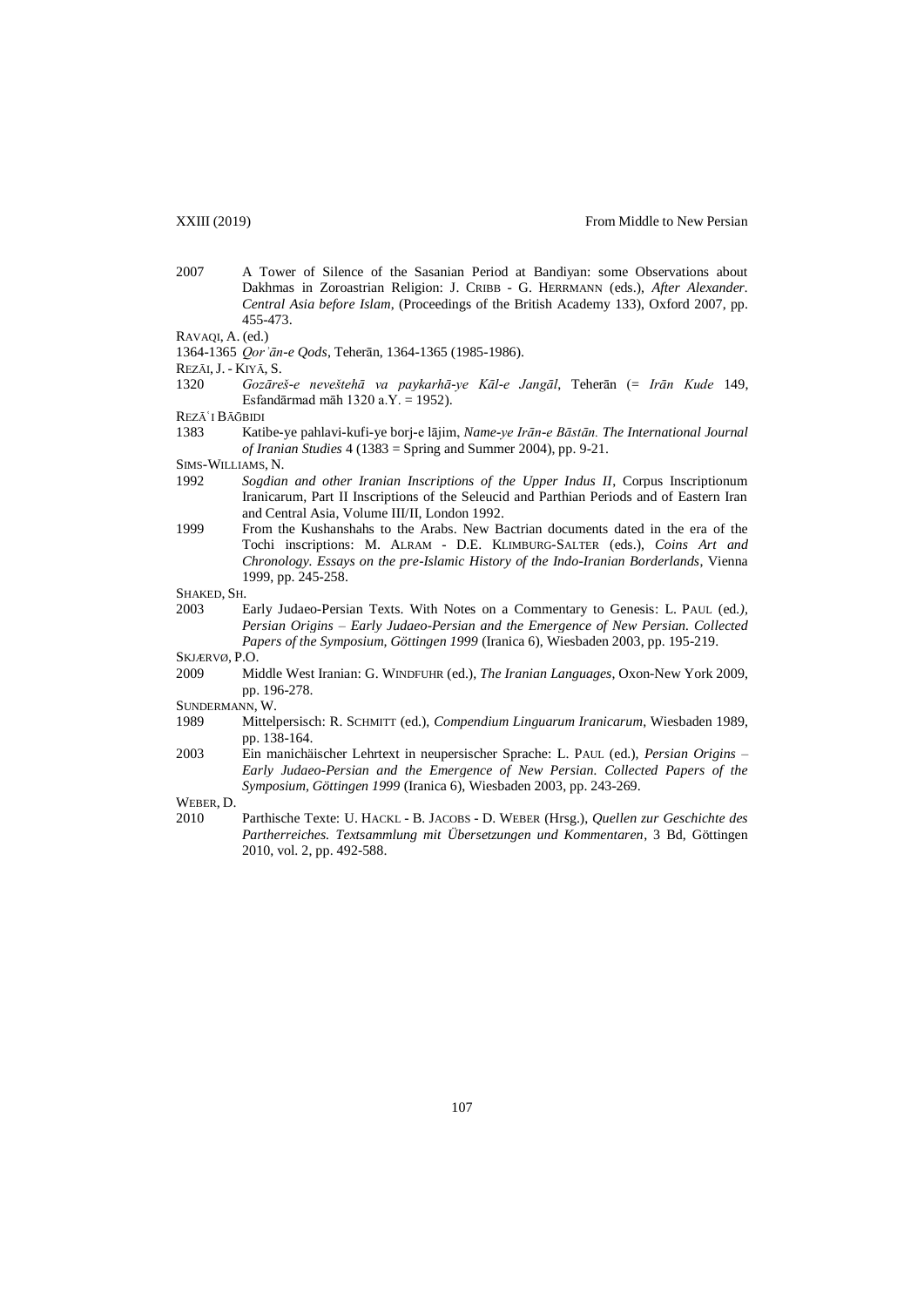2007 A Tower of Silence of the Sasanian Period at Bandiyan: some Observations about Dakhmas in Zoroastrian Religion: J. Cribb - G. Herrmann (eds.), *After Alexander. Central Asia before Islam*, (Proceedings of the British Academy 133), Oxford 2007, pp. 455-473.

Ravaqi, A. (ed.)

1364-1365 *Qorʾān-e Qods*, Teherān, 1364-1365 (1985-1986).

Rezāi, J. - Kiyā, S.

1320 *Gozāreš-e neveštehā va paykarhā-ye Kāl-e Jangāl*, Teherān (= *Irān Kude* 149, Esfandārmad māh 1320 a.Y. = 1952).

Rezāʾi Bāğbidi

1383 Katibe-ye pahlavi-kufi-ye borj-e lājim, *Name-ye Irān-e Bāstān. The International Journal of Iranian Studies* 4 (1383 = Spring and Summer 2004), pp. 9-21.

Sims-Williams, N.

1992 *Sogdian and other Iranian Inscriptions of the Upper Indus II*, Corpus Inscriptionum Iranicarum, Part II Inscriptions of the Seleucid and Parthian Periods and of Eastern Iran and Central Asia, Volume III/II, London 1992.

1999 From the Kushanshahs to the Arabs. New Bactrian documents dated in the era of the Tochi inscriptions: M. Alram - D.E. Klimburg-Salter (eds.), *Coins Art and Chronology. Essays on the pre-Islamic History of the Indo-Iranian Borderlands*, Vienna 1999, pp. 245-258.

Shaked, Sh.

2003 Early Judaeo-Persian Texts. With Notes on a Commentary to Genesis: L. Paul (ed.), *Persian Origins – Early Judaeo-Persian and the Emergence of New Persian. Collected Papers of the Symposium, Göttingen 1999* (Iranica 6), Wiesbaden 2003, pp. 195-219.

Skjærvø, P.O.

2009 Middle West Iranian: G. Windfuhr (ed.), *The Iranian Languages*, Oxon-New York 2009, pp. 196-278.

Sundermann, W.

1989 Mittelpersisch: R. Schmitt (ed.), *Compendium Linguarum Iranicarum*, Wiesbaden 1989, pp. 138-164.

2003 Ein manichäischer Lehrtext in neupersischer Sprache: L. Paul (ed.), *Persian Origins – Early Judaeo-Persian and the Emergence of New Persian. Collected Papers of the Symposium, Göttingen 1999* (Iranica 6), Wiesbaden 2003, pp. 243-269.

Weber, D.

2010 Parthische Texte: U. Hackl - B. Jacobs - D. Weber (Hrsg.), *Quellen zur Geschichte des Partherreiches. Textsammlung mit Übersetzungen und Kommentaren*, 3 Bd, Göttingen 2010, vol. 2, pp. 492-588.